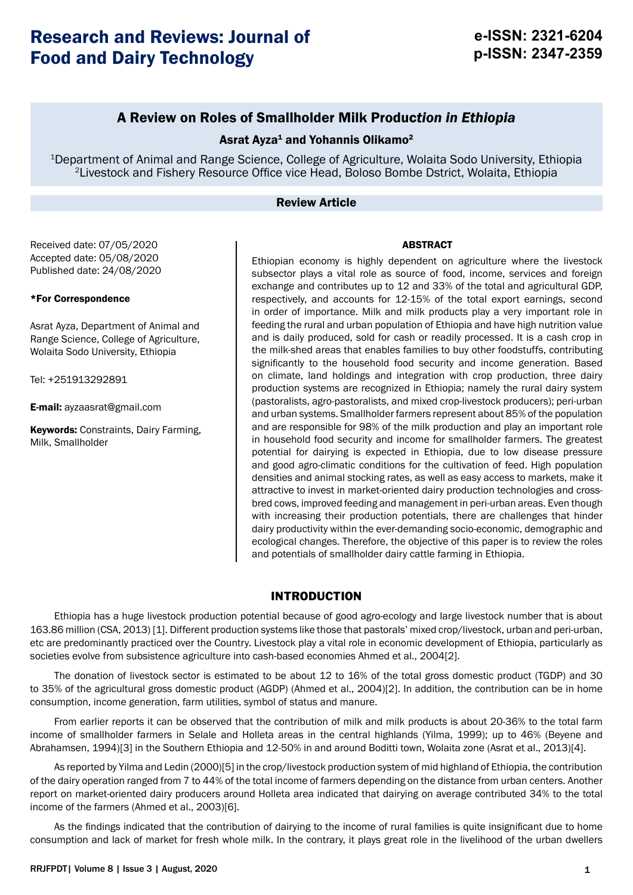# A Review on Roles of Smallholder Milk Production in Ethiopia

**Asrat Ayza[1] and Yohannis Olikamo[2]**

[1]Department of Animal and Range Science, College of Agriculture, Wolaita Sodo University, Ethiopia
[2]Livestock and Fishery Resource Office vice Head, Boloso Bombe Dstrict, Wolaita, Ethiopia

**Review Article**

Received date: 07/05/2020
Accepted date: 05/08/2020
Published date: 24/08/2020

**\*For Correspondence**

Asrat Ayza, Department of Animal and Range Science, College of Agriculture, Wolaita Sodo University, Ethiopia

Tel: +251913292891

**E-mail:** ayzaasrat@gmail.com

**Keywords:** Constraints, Dairy Farming, Milk, Smallholder

## ABSTRACT

Ethiopian economy is highly dependent on agriculture where the livestock subsector plays a vital role as source of food, income, services and foreign exchange and contributes up to 12 and 33% of the total and agricultural GDP, respectively, and accounts for 12-15% of the total export earnings, second in order of importance. Milk and milk products play a very important role in feeding the rural and urban population of Ethiopia and have high nutrition value and is daily produced, sold for cash or readily processed. It is a cash crop in the milk-shed areas that enables families to buy other foodstuffs, contributing significantly to the household food security and income generation. Based on climate, land holdings and integration with crop production, three dairy production systems are recognized in Ethiopia; namely the rural dairy system (pastoralists, agro-pastoralists, and mixed crop-livestock producers); peri-urban and urban systems. Smallholder farmers represent about 85% of the population and are responsible for 98% of the milk production and play an important role in household food security and income for smallholder farmers. The greatest potential for dairying is expected in Ethiopia, due to low disease pressure and good agro-climatic conditions for the cultivation of feed. High population densities and animal stocking rates, as well as easy access to markets, make it attractive to invest in market-oriented dairy production technologies and cross-bred cows, improved feeding and management in peri-urban areas. Even though with increasing their production potentials, there are challenges that hinder dairy productivity within the ever-demanding socio-economic, demographic and ecological changes. Therefore, the objective of this paper is to review the roles and potentials of smallholder dairy cattle farming in Ethiopia.

## INTRODUCTION

Ethiopia has a huge livestock production potential because of good agro-ecology and large livestock number that is about 163.86 million (CSA, 2013) [1]. Different production systems like those that pastorals' mixed crop/livestock, urban and peri-urban, etc are predominantly practiced over the Country. Livestock play a vital role in economic development of Ethiopia, particularly as societies evolve from subsistence agriculture into cash-based economies Ahmed et al., 2004[2].

The donation of livestock sector is estimated to be about 12 to 16% of the total gross domestic product (TGDP) and 30 to 35% of the agricultural gross domestic product (AGDP) (Ahmed et al., 2004)[2]. In addition, the contribution can be in home consumption, income generation, farm utilities, symbol of status and manure.

From earlier reports it can be observed that the contribution of milk and milk products is about 20-36% to the total farm income of smallholder farmers in Selale and Holleta areas in the central highlands (Yilma, 1999); up to 46% (Beyene and Abrahamsen, 1994)[3] in the Southern Ethiopia and 12-50% in and around Boditti town, Wolaita zone (Asrat et al., 2013)[4].

As reported by Yilma and Ledin (2000)[5] in the crop/livestock production system of mid highland of Ethiopia, the contribution of the dairy operation ranged from 7 to 44% of the total income of farmers depending on the distance from urban centers. Another report on market-oriented dairy producers around Holleta area indicated that dairying on average contributed 34% to the total income of the farmers (Ahmed et al., 2003)[6].

As the findings indicated that the contribution of dairying to the income of rural families is quite insignificant due to home consumption and lack of market for fresh whole milk. In the contrary, it plays great role in the livelihood of the urban dwellers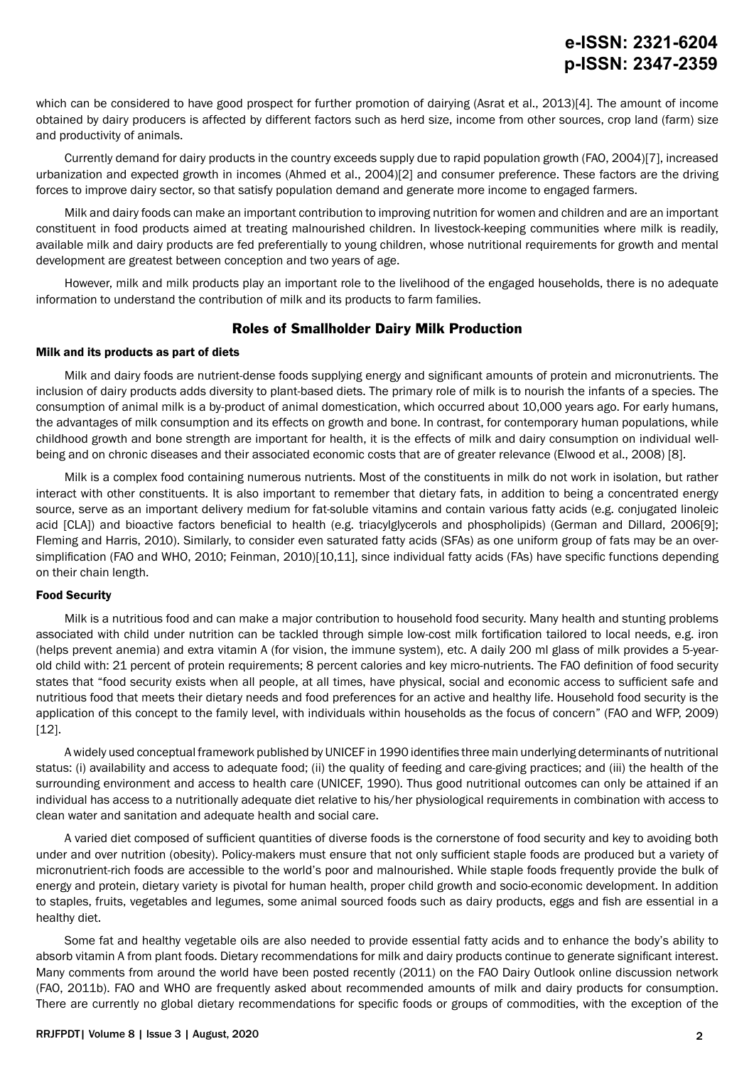which can be considered to have good prospect for further promotion of dairying (Asrat et al., 2013)[4]. The amount of income obtained by dairy producers is affected by different factors such as herd size, income from other sources, crop land (farm) size and productivity of animals.

Currently demand for dairy products in the country exceeds supply due to rapid population growth (FAO, 2004)[7], increased urbanization and expected growth in incomes (Ahmed et al., 2004)[2] and consumer preference. These factors are the driving forces to improve dairy sector, so that satisfy population demand and generate more income to engaged farmers.

Milk and dairy foods can make an important contribution to improving nutrition for women and children and are an important constituent in food products aimed at treating malnourished children. In livestock-keeping communities where milk is readily, available milk and dairy products are fed preferentially to young children, whose nutritional requirements for growth and mental development are greatest between conception and two years of age.

However, milk and milk products play an important role to the livelihood of the engaged households, there is no adequate information to understand the contribution of milk and its products to farm families.

## Roles of Smallholder Dairy Milk Production

### Milk and its products as part of diets

Milk and dairy foods are nutrient-dense foods supplying energy and significant amounts of protein and micronutrients. The inclusion of dairy products adds diversity to plant-based diets. The primary role of milk is to nourish the infants of a species. The consumption of animal milk is a by-product of animal domestication, which occurred about 10,000 years ago. For early humans, the advantages of milk consumption and its effects on growth and bone. In contrast, for contemporary human populations, while childhood growth and bone strength are important for health, it is the effects of milk and dairy consumption on individual well-being and on chronic diseases and their associated economic costs that are of greater relevance (Elwood et al., 2008) [8].

Milk is a complex food containing numerous nutrients. Most of the constituents in milk do not work in isolation, but rather interact with other constituents. It is also important to remember that dietary fats, in addition to being a concentrated energy source, serve as an important delivery medium for fat-soluble vitamins and contain various fatty acids (e.g. conjugated linoleic acid [CLA]) and bioactive factors beneficial to health (e.g. triacylglycerols and phospholipids) (German and Dillard, 2006[9]; Fleming and Harris, 2010). Similarly, to consider even saturated fatty acids (SFAs) as one uniform group of fats may be an over-simplification (FAO and WHO, 2010; Feinman, 2010)[10,11], since individual fatty acids (FAs) have specific functions depending on their chain length.

### Food Security

Milk is a nutritious food and can make a major contribution to household food security. Many health and stunting problems associated with child under nutrition can be tackled through simple low-cost milk fortification tailored to local needs, e.g. iron (helps prevent anemia) and extra vitamin A (for vision, the immune system), etc. A daily 200 ml glass of milk provides a 5-year-old child with: 21 percent of protein requirements; 8 percent calories and key micro-nutrients. The FAO definition of food security states that "food security exists when all people, at all times, have physical, social and economic access to sufficient safe and nutritious food that meets their dietary needs and food preferences for an active and healthy life. Household food security is the application of this concept to the family level, with individuals within households as the focus of concern" (FAO and WFP, 2009) [12].

A widely used conceptual framework published by UNICEF in 1990 identifies three main underlying determinants of nutritional status: (i) availability and access to adequate food; (ii) the quality of feeding and care-giving practices; and (iii) the health of the surrounding environment and access to health care (UNICEF, 1990). Thus good nutritional outcomes can only be attained if an individual has access to a nutritionally adequate diet relative to his/her physiological requirements in combination with access to clean water and sanitation and adequate health and social care.

A varied diet composed of sufficient quantities of diverse foods is the cornerstone of food security and key to avoiding both under and over nutrition (obesity). Policy-makers must ensure that not only sufficient staple foods are produced but a variety of micronutrient-rich foods are accessible to the world's poor and malnourished. While staple foods frequently provide the bulk of energy and protein, dietary variety is pivotal for human health, proper child growth and socio-economic development. In addition to staples, fruits, vegetables and legumes, some animal sourced foods such as dairy products, eggs and fish are essential in a healthy diet.

Some fat and healthy vegetable oils are also needed to provide essential fatty acids and to enhance the body's ability to absorb vitamin A from plant foods. Dietary recommendations for milk and dairy products continue to generate significant interest. Many comments from around the world have been posted recently (2011) on the FAO Dairy Outlook online discussion network (FAO, 2011b). FAO and WHO are frequently asked about recommended amounts of milk and dairy products for consumption. There are currently no global dietary recommendations for specific foods or groups of commodities, with the exception of the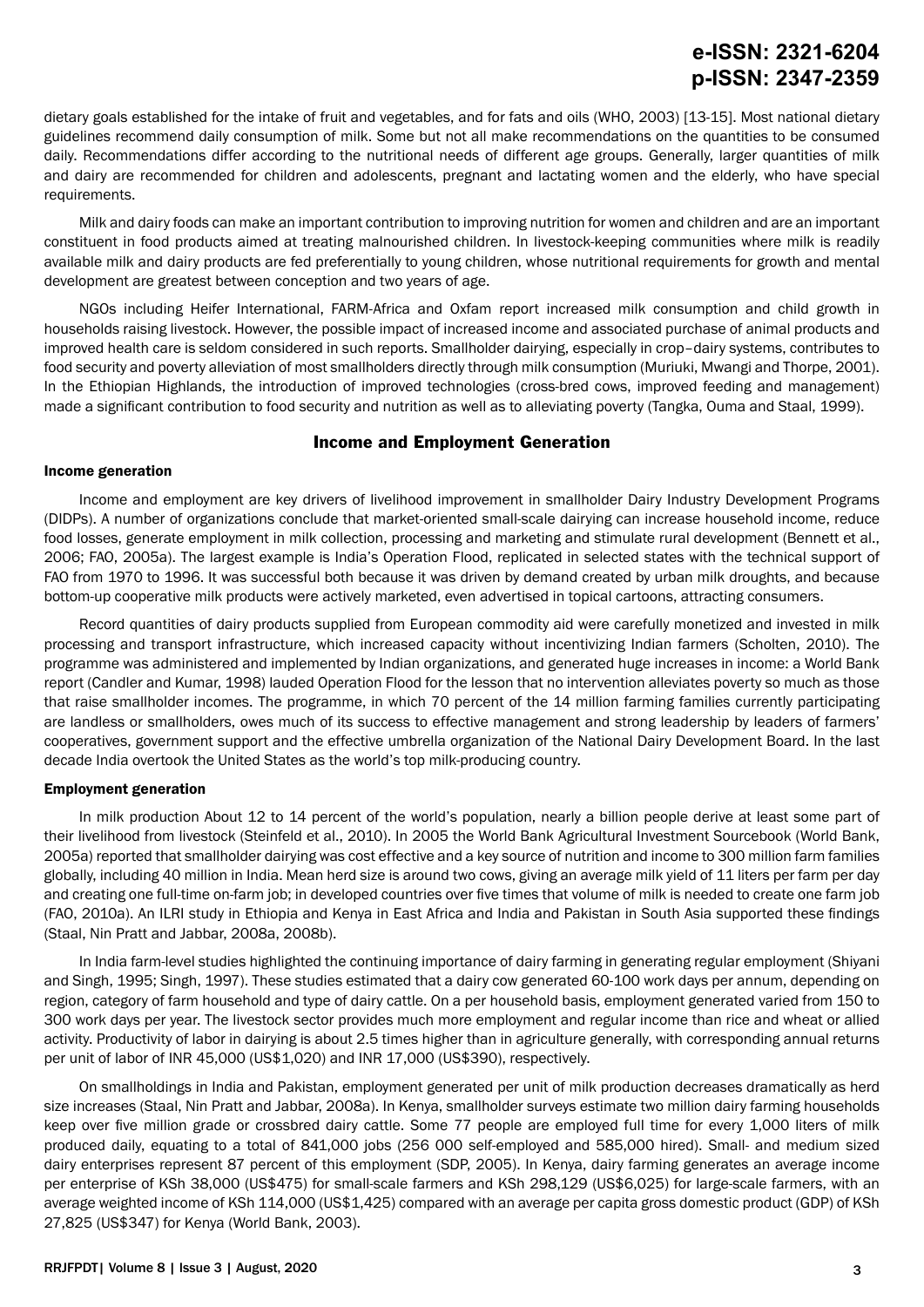dietary goals established for the intake of fruit and vegetables, and for fats and oils (WHO, 2003) [13-15]. Most national dietary guidelines recommend daily consumption of milk. Some but not all make recommendations on the quantities to be consumed daily. Recommendations differ according to the nutritional needs of different age groups. Generally, larger quantities of milk and dairy are recommended for children and adolescents, pregnant and lactating women and the elderly, who have special requirements.

Milk and dairy foods can make an important contribution to improving nutrition for women and children and are an important constituent in food products aimed at treating malnourished children. In livestock-keeping communities where milk is readily available milk and dairy products are fed preferentially to young children, whose nutritional requirements for growth and mental development are greatest between conception and two years of age.

NGOs including Heifer International, FARM-Africa and Oxfam report increased milk consumption and child growth in households raising livestock. However, the possible impact of increased income and associated purchase of animal products and improved health care is seldom considered in such reports. Smallholder dairying, especially in crop–dairy systems, contributes to food security and poverty alleviation of most smallholders directly through milk consumption (Muriuki, Mwangi and Thorpe, 2001). In the Ethiopian Highlands, the introduction of improved technologies (cross-bred cows, improved feeding and management) made a significant contribution to food security and nutrition as well as to alleviating poverty (Tangka, Ouma and Staal, 1999).

## Income and Employment Generation

### Income generation

Income and employment are key drivers of livelihood improvement in smallholder Dairy Industry Development Programs (DIDPs). A number of organizations conclude that market-oriented small-scale dairying can increase household income, reduce food losses, generate employment in milk collection, processing and marketing and stimulate rural development (Bennett et al., 2006; FAO, 2005a). The largest example is India's Operation Flood, replicated in selected states with the technical support of FAO from 1970 to 1996. It was successful both because it was driven by demand created by urban milk droughts, and because bottom-up cooperative milk products were actively marketed, even advertised in topical cartoons, attracting consumers.

Record quantities of dairy products supplied from European commodity aid were carefully monetized and invested in milk processing and transport infrastructure, which increased capacity without incentivizing Indian farmers (Scholten, 2010). The programme was administered and implemented by Indian organizations, and generated huge increases in income: a World Bank report (Candler and Kumar, 1998) lauded Operation Flood for the lesson that no intervention alleviates poverty so much as those that raise smallholder incomes. The programme, in which 70 percent of the 14 million farming families currently participating are landless or smallholders, owes much of its success to effective management and strong leadership by leaders of farmers' cooperatives, government support and the effective umbrella organization of the National Dairy Development Board. In the last decade India overtook the United States as the world's top milk-producing country.

### Employment generation

In milk production About 12 to 14 percent of the world's population, nearly a billion people derive at least some part of their livelihood from livestock (Steinfeld et al., 2010). In 2005 the World Bank Agricultural Investment Sourcebook (World Bank, 2005a) reported that smallholder dairying was cost effective and a key source of nutrition and income to 300 million farm families globally, including 40 million in India. Mean herd size is around two cows, giving an average milk yield of 11 liters per farm per day and creating one full-time on-farm job; in developed countries over five times that volume of milk is needed to create one farm job (FAO, 2010a). An ILRI study in Ethiopia and Kenya in East Africa and India and Pakistan in South Asia supported these findings (Staal, Nin Pratt and Jabbar, 2008a, 2008b).

In India farm-level studies highlighted the continuing importance of dairy farming in generating regular employment (Shiyani and Singh, 1995; Singh, 1997). These studies estimated that a dairy cow generated 60-100 work days per annum, depending on region, category of farm household and type of dairy cattle. On a per household basis, employment generated varied from 150 to 300 work days per year. The livestock sector provides much more employment and regular income than rice and wheat or allied activity. Productivity of labor in dairying is about 2.5 times higher than in agriculture generally, with corresponding annual returns per unit of labor of INR 45,000 (US$1,020) and INR 17,000 (US$390), respectively.

On smallholdings in India and Pakistan, employment generated per unit of milk production decreases dramatically as herd size increases (Staal, Nin Pratt and Jabbar, 2008a). In Kenya, smallholder surveys estimate two million dairy farming households keep over five million grade or crossbred dairy cattle. Some 77 people are employed full time for every 1,000 liters of milk produced daily, equating to a total of 841,000 jobs (256 000 self-employed and 585,000 hired). Small- and medium sized dairy enterprises represent 87 percent of this employment (SDP, 2005). In Kenya, dairy farming generates an average income per enterprise of KSh 38,000 (US$475) for small-scale farmers and KSh 298,129 (US$6,025) for large-scale farmers, with an average weighted income of KSh 114,000 (US$1,425) compared with an average per capita gross domestic product (GDP) of KSh 27,825 (US$347) for Kenya (World Bank, 2003).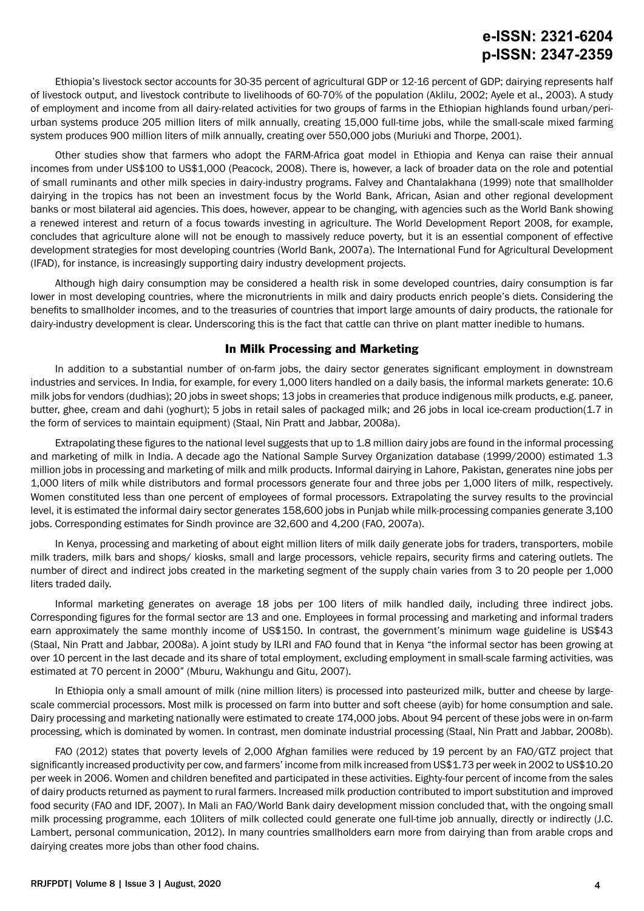Ethiopia's livestock sector accounts for 30-35 percent of agricultural GDP or 12-16 percent of GDP; dairying represents half of livestock output, and livestock contribute to livelihoods of 60-70% of the population (Aklilu, 2002; Ayele et al., 2003). A study of employment and income from all dairy-related activities for two groups of farms in the Ethiopian highlands found urban/peri-urban systems produce 205 million liters of milk annually, creating 15,000 full-time jobs, while the small-scale mixed farming system produces 900 million liters of milk annually, creating over 550,000 jobs (Muriuki and Thorpe, 2001).

Other studies show that farmers who adopt the FARM-Africa goat model in Ethiopia and Kenya can raise their annual incomes from under US$100 to US$1,000 (Peacock, 2008). There is, however, a lack of broader data on the role and potential of small ruminants and other milk species in dairy-industry programs. Falvey and Chantalakhana (1999) note that smallholder dairying in the tropics has not been an investment focus by the World Bank, African, Asian and other regional development banks or most bilateral aid agencies. This does, however, appear to be changing, with agencies such as the World Bank showing a renewed interest and return of a focus towards investing in agriculture. The World Development Report 2008, for example, concludes that agriculture alone will not be enough to massively reduce poverty, but it is an essential component of effective development strategies for most developing countries (World Bank, 2007a). The International Fund for Agricultural Development (IFAD), for instance, is increasingly supporting dairy industry development projects.

Although high dairy consumption may be considered a health risk in some developed countries, dairy consumption is far lower in most developing countries, where the micronutrients in milk and dairy products enrich people's diets. Considering the benefits to smallholder incomes, and to the treasuries of countries that import large amounts of dairy products, the rationale for dairy-industry development is clear. Underscoring this is the fact that cattle can thrive on plant matter inedible to humans.

## In Milk Processing and Marketing

In addition to a substantial number of on-farm jobs, the dairy sector generates significant employment in downstream industries and services. In India, for example, for every 1,000 liters handled on a daily basis, the informal markets generate: 10.6 milk jobs for vendors (dudhias); 20 jobs in sweet shops; 13 jobs in creameries that produce indigenous milk products, e.g. paneer, butter, ghee, cream and dahi (yoghurt); 5 jobs in retail sales of packaged milk; and 26 jobs in local ice-cream production(1.7 in the form of services to maintain equipment) (Staal, Nin Pratt and Jabbar, 2008a).

Extrapolating these figures to the national level suggests that up to 1.8 million dairy jobs are found in the informal processing and marketing of milk in India. A decade ago the National Sample Survey Organization database (1999/2000) estimated 1.3 million jobs in processing and marketing of milk and milk products. Informal dairying in Lahore, Pakistan, generates nine jobs per 1,000 liters of milk while distributors and formal processors generate four and three jobs per 1,000 liters of milk, respectively. Women constituted less than one percent of employees of formal processors. Extrapolating the survey results to the provincial level, it is estimated the informal dairy sector generates 158,600 jobs in Punjab while milk-processing companies generate 3,100 jobs. Corresponding estimates for Sindh province are 32,600 and 4,200 (FAO, 2007a).

In Kenya, processing and marketing of about eight million liters of milk daily generate jobs for traders, transporters, mobile milk traders, milk bars and shops/ kiosks, small and large processors, vehicle repairs, security firms and catering outlets. The number of direct and indirect jobs created in the marketing segment of the supply chain varies from 3 to 20 people per 1,000 liters traded daily.

Informal marketing generates on average 18 jobs per 100 liters of milk handled daily, including three indirect jobs. Corresponding figures for the formal sector are 13 and one. Employees in formal processing and marketing and informal traders earn approximately the same monthly income of US$150. In contrast, the government's minimum wage guideline is US$43 (Staal, Nin Pratt and Jabbar, 2008a). A joint study by ILRI and FAO found that in Kenya "the informal sector has been growing at over 10 percent in the last decade and its share of total employment, excluding employment in small-scale farming activities, was estimated at 70 percent in 2000" (Mburu, Wakhungu and Gitu, 2007).

In Ethiopia only a small amount of milk (nine million liters) is processed into pasteurized milk, butter and cheese by large-scale commercial processors. Most milk is processed on farm into butter and soft cheese (ayib) for home consumption and sale. Dairy processing and marketing nationally were estimated to create 174,000 jobs. About 94 percent of these jobs were in on-farm processing, which is dominated by women. In contrast, men dominate industrial processing (Staal, Nin Pratt and Jabbar, 2008b).

FAO (2012) states that poverty levels of 2,000 Afghan families were reduced by 19 percent by an FAO/GTZ project that significantly increased productivity per cow, and farmers' income from milk increased from US$1.73 per week in 2002 to US$10.20 per week in 2006. Women and children benefited and participated in these activities. Eighty-four percent of income from the sales of dairy products returned as payment to rural farmers. Increased milk production contributed to import substitution and improved food security (FAO and IDF, 2007). In Mali an FAO/World Bank dairy development mission concluded that, with the ongoing small milk processing programme, each 10liters of milk collected could generate one full-time job annually, directly or indirectly (J.C. Lambert, personal communication, 2012). In many countries smallholders earn more from dairying than from arable crops and dairying creates more jobs than other food chains.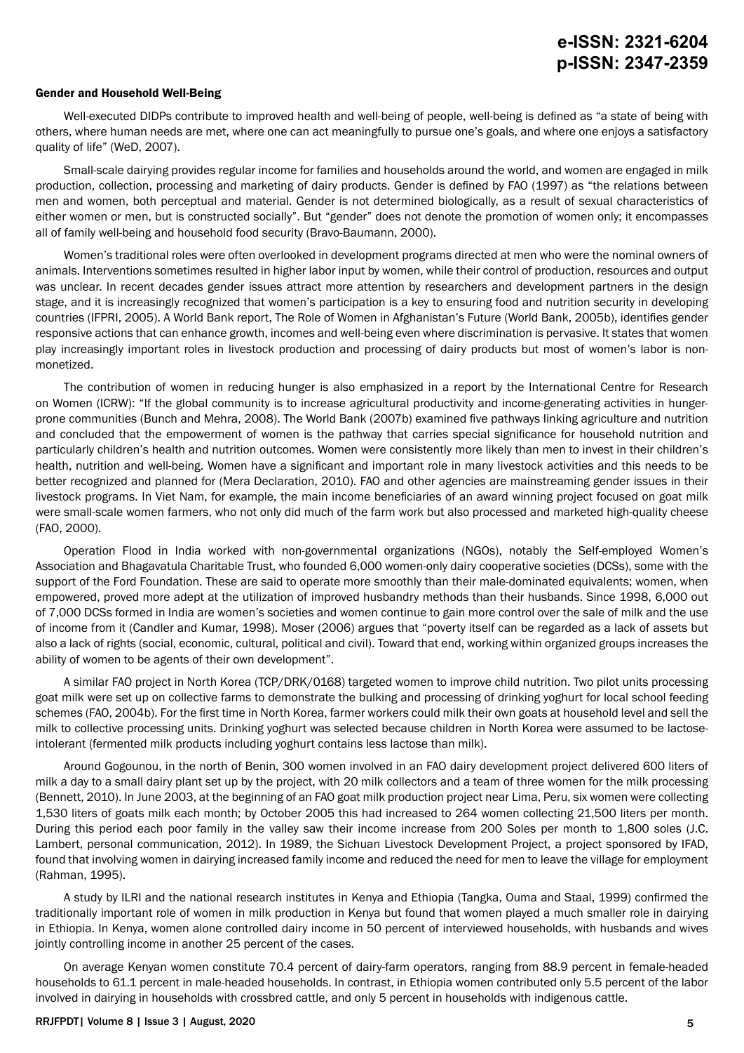#### Gender and Household Well-Being

Well-executed DIDPs contribute to improved health and well-being of people, well-being is defined as “a state of being with others, where human needs are met, where one can act meaningfully to pursue one’s goals, and where one enjoys a satisfactory quality of life” (WeD, 2007).

Small-scale dairying provides regular income for families and households around the world, and women are engaged in milk production, collection, processing and marketing of dairy products. Gender is defined by FAO (1997) as “the relations between men and women, both perceptual and material. Gender is not determined biologically, as a result of sexual characteristics of either women or men, but is constructed socially”. But “gender” does not denote the promotion of women only; it encompasses all of family well-being and household food security (Bravo-Baumann, 2000).

Women’s traditional roles were often overlooked in development programs directed at men who were the nominal owners of animals. Interventions sometimes resulted in higher labor input by women, while their control of production, resources and output was unclear. In recent decades gender issues attract more attention by researchers and development partners in the design stage, and it is increasingly recognized that women’s participation is a key to ensuring food and nutrition security in developing countries (IFPRI, 2005). A World Bank report, The Role of Women in Afghanistan’s Future (World Bank, 2005b), identifies gender responsive actions that can enhance growth, incomes and well-being even where discrimination is pervasive. It states that women play increasingly important roles in livestock production and processing of dairy products but most of women’s labor is non-monetized.

The contribution of women in reducing hunger is also emphasized in a report by the International Centre for Research on Women (ICRW): “If the global community is to increase agricultural productivity and income-generating activities in hunger-prone communities (Bunch and Mehra, 2008). The World Bank (2007b) examined five pathways linking agriculture and nutrition and concluded that the empowerment of women is the pathway that carries special significance for household nutrition and particularly children’s health and nutrition outcomes. Women were consistently more likely than men to invest in their children’s health, nutrition and well-being. Women have a significant and important role in many livestock activities and this needs to be better recognized and planned for (Mera Declaration, 2010). FAO and other agencies are mainstreaming gender issues in their livestock programs. In Viet Nam, for example, the main income beneficiaries of an award winning project focused on goat milk were small-scale women farmers, who not only did much of the farm work but also processed and marketed high-quality cheese (FAO, 2000).

Operation Flood in India worked with non-governmental organizations (NGOs), notably the Self-employed Women’s Association and Bhagavatula Charitable Trust, who founded 6,000 women-only dairy cooperative societies (DCSs), some with the support of the Ford Foundation. These are said to operate more smoothly than their male-dominated equivalents; women, when empowered, proved more adept at the utilization of improved husbandry methods than their husbands. Since 1998, 6,000 out of 7,000 DCSs formed in India are women’s societies and women continue to gain more control over the sale of milk and the use of income from it (Candler and Kumar, 1998). Moser (2006) argues that “poverty itself can be regarded as a lack of assets but also a lack of rights (social, economic, cultural, political and civil). Toward that end, working within organized groups increases the ability of women to be agents of their own development”.

A similar FAO project in North Korea (TCP/DRK/0168) targeted women to improve child nutrition. Two pilot units processing goat milk were set up on collective farms to demonstrate the bulking and processing of drinking yoghurt for local school feeding schemes (FAO, 2004b). For the first time in North Korea, farmer workers could milk their own goats at household level and sell the milk to collective processing units. Drinking yoghurt was selected because children in North Korea were assumed to be lactose-intolerant (fermented milk products including yoghurt contains less lactose than milk).

Around Gogounou, in the north of Benin, 300 women involved in an FAO dairy development project delivered 600 liters of milk a day to a small dairy plant set up by the project, with 20 milk collectors and a team of three women for the milk processing (Bennett, 2010). In June 2003, at the beginning of an FAO goat milk production project near Lima, Peru, six women were collecting 1,530 liters of goats milk each month; by October 2005 this had increased to 264 women collecting 21,500 liters per month. During this period each poor family in the valley saw their income increase from 200 Soles per month to 1,800 soles (J.C. Lambert, personal communication, 2012). In 1989, the Sichuan Livestock Development Project, a project sponsored by IFAD, found that involving women in dairying increased family income and reduced the need for men to leave the village for employment (Rahman, 1995).

A study by ILRI and the national research institutes in Kenya and Ethiopia (Tangka, Ouma and Staal, 1999) confirmed the traditionally important role of women in milk production in Kenya but found that women played a much smaller role in dairying in Ethiopia. In Kenya, women alone controlled dairy income in 50 percent of interviewed households, with husbands and wives jointly controlling income in another 25 percent of the cases.

On average Kenyan women constitute 70.4 percent of dairy-farm operators, ranging from 88.9 percent in female-headed households to 61.1 percent in male-headed households. In contrast, in Ethiopia women contributed only 5.5 percent of the labor involved in dairying in households with crossbred cattle, and only 5 percent in households with indigenous cattle.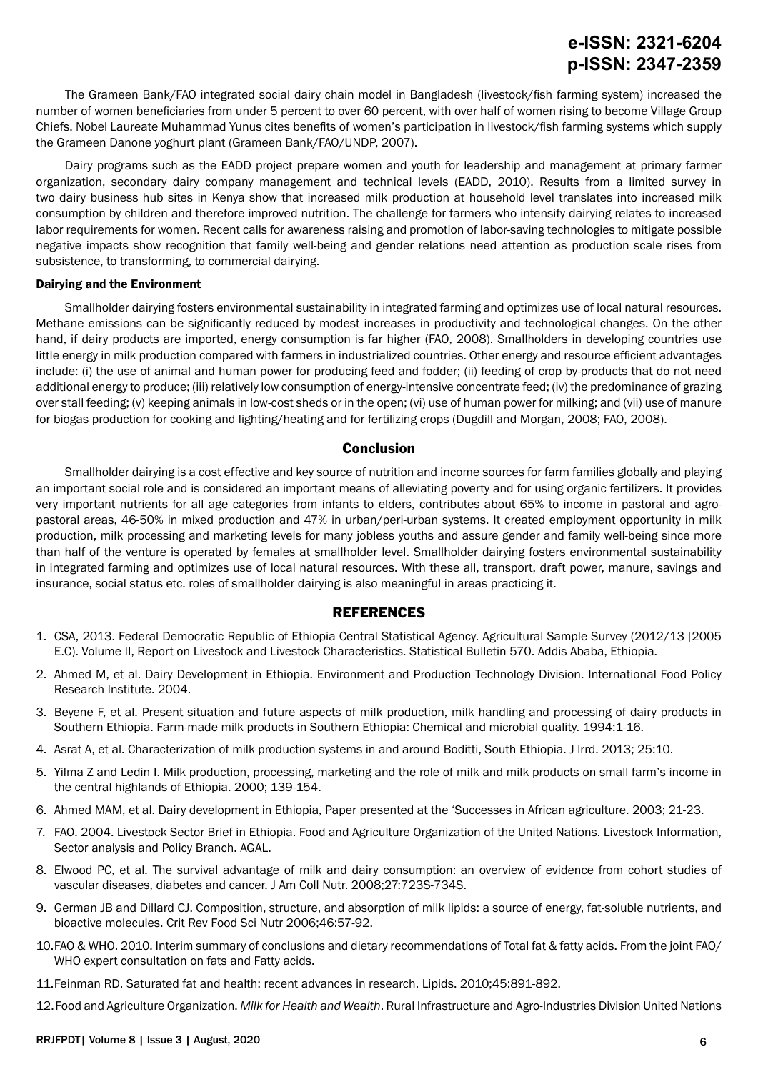The Grameen Bank/FAO integrated social dairy chain model in Bangladesh (livestock/fish farming system) increased the number of women beneficiaries from under 5 percent to over 60 percent, with over half of women rising to become Village Group Chiefs. Nobel Laureate Muhammad Yunus cites benefits of women's participation in livestock/fish farming systems which supply the Grameen Danone yoghurt plant (Grameen Bank/FAO/UNDP, 2007).

Dairy programs such as the EADD project prepare women and youth for leadership and management at primary farmer organization, secondary dairy company management and technical levels (EADD, 2010). Results from a limited survey in two dairy business hub sites in Kenya show that increased milk production at household level translates into increased milk consumption by children and therefore improved nutrition. The challenge for farmers who intensify dairying relates to increased labor requirements for women. Recent calls for awareness raising and promotion of labor-saving technologies to mitigate possible negative impacts show recognition that family well-being and gender relations need attention as production scale rises from subsistence, to transforming, to commercial dairying.

### Dairying and the Environment

Smallholder dairying fosters environmental sustainability in integrated farming and optimizes use of local natural resources. Methane emissions can be significantly reduced by modest increases in productivity and technological changes. On the other hand, if dairy products are imported, energy consumption is far higher (FAO, 2008). Smallholders in developing countries use little energy in milk production compared with farmers in industrialized countries. Other energy and resource efficient advantages include: (i) the use of animal and human power for producing feed and fodder; (ii) feeding of crop by-products that do not need additional energy to produce; (iii) relatively low consumption of energy-intensive concentrate feed; (iv) the predominance of grazing over stall feeding; (v) keeping animals in low-cost sheds or in the open; (vi) use of human power for milking; and (vii) use of manure for biogas production for cooking and lighting/heating and for fertilizing crops (Dugdill and Morgan, 2008; FAO, 2008).

## Conclusion

Smallholder dairying is a cost effective and key source of nutrition and income sources for farm families globally and playing an important social role and is considered an important means of alleviating poverty and for using organic fertilizers. It provides very important nutrients for all age categories from infants to elders, contributes about 65% to income in pastoral and agro-pastoral areas, 46-50% in mixed production and 47% in urban/peri-urban systems. It created employment opportunity in milk production, milk processing and marketing levels for many jobless youths and assure gender and family well-being since more than half of the venture is operated by females at smallholder level. Smallholder dairying fosters environmental sustainability in integrated farming and optimizes use of local natural resources. With these all, transport, draft power, manure, savings and insurance, social status etc. roles of smallholder dairying is also meaningful in areas practicing it.

## REFERENCES

1. CSA, 2013. Federal Democratic Republic of Ethiopia Central Statistical Agency. Agricultural Sample Survey (2012/13 [2005 E.C). Volume II, Report on Livestock and Livestock Characteristics. Statistical Bulletin 570. Addis Ababa, Ethiopia.
2. Ahmed M, et al. Dairy Development in Ethiopia. Environment and Production Technology Division. International Food Policy Research Institute. 2004.
3. Beyene F, et al. Present situation and future aspects of milk production, milk handling and processing of dairy products in Southern Ethiopia. Farm-made milk products in Southern Ethiopia: Chemical and microbial quality. 1994:1-16.
4. Asrat A, et al. Characterization of milk production systems in and around Boditti, South Ethiopia. J lrrd. 2013; 25:10.
5. Yilma Z and Ledin I. Milk production, processing, marketing and the role of milk and milk products on small farm's income in the central highlands of Ethiopia. 2000; 139-154.
6. Ahmed MAM, et al. Dairy development in Ethiopia, Paper presented at the 'Successes in African agriculture. 2003; 21-23.
7. FAO. 2004. Livestock Sector Brief in Ethiopia. Food and Agriculture Organization of the United Nations. Livestock Information, Sector analysis and Policy Branch. AGAL.
8. Elwood PC, et al. The survival advantage of milk and dairy consumption: an overview of evidence from cohort studies of vascular diseases, diabetes and cancer. J Am Coll Nutr. 2008;27:723S-734S.
9. German JB and Dillard CJ. Composition, structure, and absorption of milk lipids: a source of energy, fat-soluble nutrients, and bioactive molecules. Crit Rev Food Sci Nutr 2006;46:57-92.
10. FAO & WHO. 2010. Interim summary of conclusions and dietary recommendations of Total fat & fatty acids. From the joint FAO/WHO expert consultation on fats and Fatty acids.
11. Feinman RD. Saturated fat and health: recent advances in research. Lipids. 2010;45:891-892.
12. Food and Agriculture Organization. *Milk for Health and Wealth*. Rural Infrastructure and Agro-Industries Division United Nations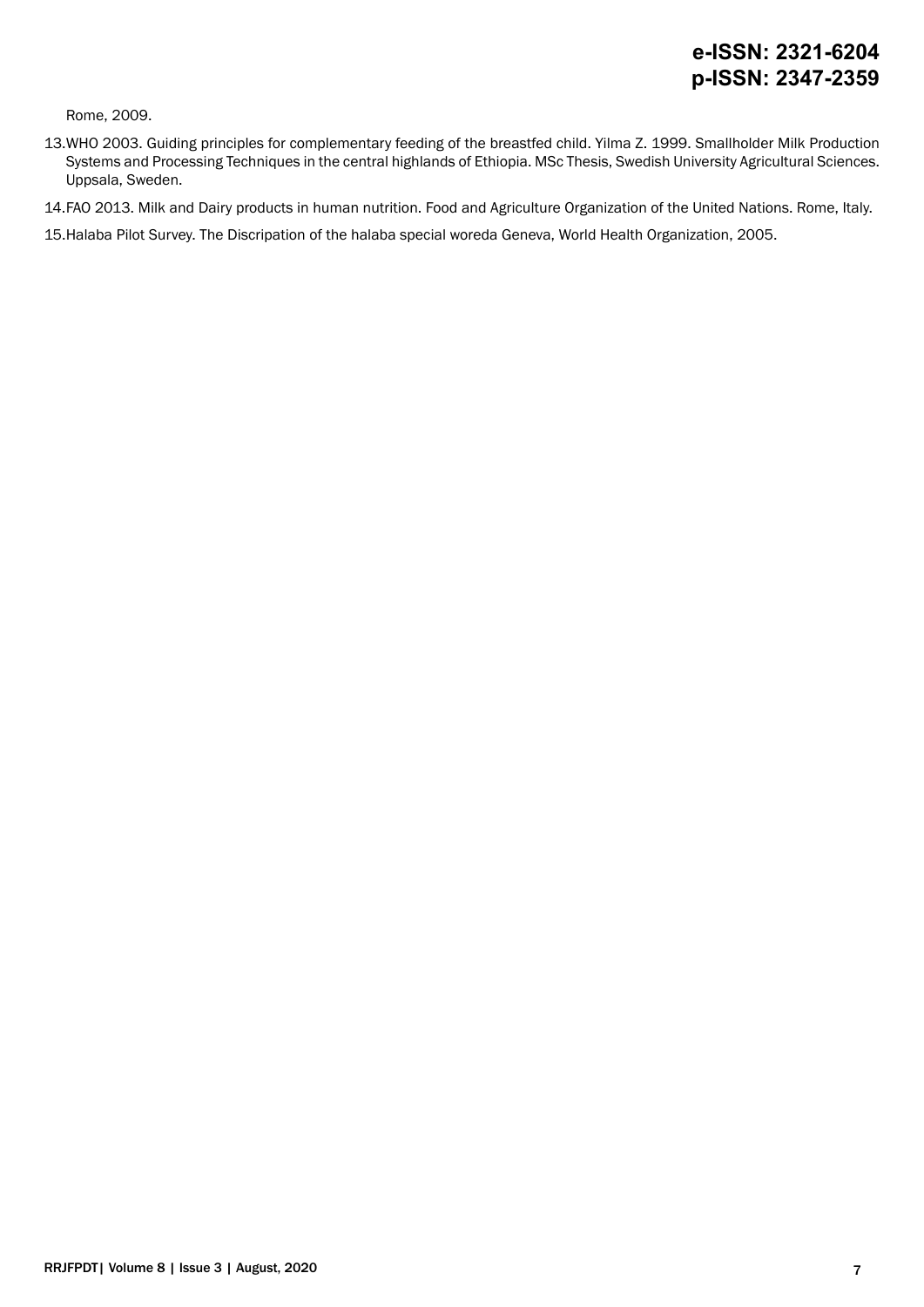Rome, 2009.

13. WHO 2003. Guiding principles for complementary feeding of the breastfed child. Yilma Z. 1999. Smallholder Milk Production Systems and Processing Techniques in the central highlands of Ethiopia. MSc Thesis, Swedish University Agricultural Sciences. Uppsala, Sweden.

14. FAO 2013. Milk and Dairy products in human nutrition. Food and Agriculture Organization of the United Nations. Rome, Italy.

15. Halaba Pilot Survey. The Discripation of the halaba special woreda Geneva, World Health Organization, 2005.